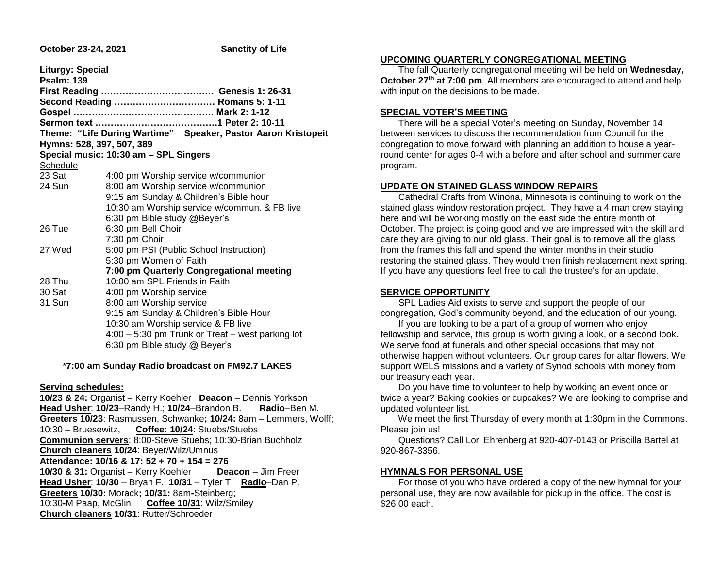**October 23-24, 2021** **Sanctity of Life**

**Liturgy: Special**
**Psalm: 139**
**First Reading ……………………………… Genesis 1: 26-31**
**Second Reading …………………………… Romans 5: 1-11**
**Gospel ………………………………………. Mark 2: 1-12**
**Sermon text …………………………………1 Peter 2: 10-11**
**Theme: "Life During Wartime" Speaker, Pastor Aaron Kristopeit**
**Hymns: 528, 397, 507, 389**
**Special music: 10:30 am – SPL Singers**

Schedule

| | |
|---|---|
| 23 Sat | 4:00 pm Worship service w/communion |
| 24 Sun | 8:00 am Worship service w/communion |
| | 9:15 am Sunday & Children's Bible hour |
| | 10:30 am Worship service w/commun. & FB live |
| | 6:30 pm Bible study @Beyer's |
| 26 Tue | 6:30 pm Bell Choir |
| | 7:30 pm Choir |
| 27 Wed | 5:00 pm PSI (Public School Instruction) |
| | 5:30 pm Women of Faith |
| | **7:00 pm Quarterly Congregational meeting** |
| 28 Thu | 10:00 am SPL Friends in Faith |
| 30 Sat | 4:00 pm Worship service |
| 31 Sun | 8:00 am Worship service |
| | 9:15 am Sunday & Children's Bible Hour |
| | 10:30 am Worship service & FB live |
| | 4:00 – 5:30 pm Trunk or Treat – west parking lot |
| | 6:30 pm Bible study @ Beyer's |

**\*7:00 am Sunday Radio broadcast on FM92.7 LAKES**

**Serving schedules:**
**10/23 & 24:** Organist – Kerry Koehler **Deacon** – Dennis Yorkson
**Head Usher**: **10/23**–Randy H.; **10/24**–Brandon B. **Radio**–Ben M.
**Greeters 10/23**: Rasmussen, Schwanke**; 10/24:** 8am – Lemmers, Wolff; 10:30 – Bruesewitz, **Coffee: 10/24**: Stuebs/Stuebs
**Communion servers**: 8:00-Steve Stuebs; 10:30-Brian Buchholz
**Church cleaners 10/24**: Beyer/Wilz/Umnus
**Attendance: 10/16 & 17: 52 + 70 + 154 = 276**
**10/30 & 31:** Organist – Kerry Koehler **Deacon** – Jim Freer
**Head Usher**: **10/30** – Bryan F.; **10/31** – Tyler T. **Radio**–Dan P.
**Greeters 10/30:** Morack**; 10/31:** 8am-Steinberg; 10:30-M Paap, McGlin **Coffee 10/31**: Wilz/Smiley
**Church cleaners 10/31**: Rutter/Schroeder

**UPCOMING QUARTERLY CONGREGATIONAL MEETING**

The fall Quarterly congregational meeting will be held on **Wednesday, October 27th at 7:00 pm**. All members are encouraged to attend and help with input on the decisions to be made.

**SPECIAL VOTER'S MEETING**

There will be a special Voter's meeting on Sunday, November 14 between services to discuss the recommendation from Council for the congregation to move forward with planning an addition to house a year-round center for ages 0-4 with a before and after school and summer care program.

**UPDATE ON STAINED GLASS WINDOW REPAIRS**

Cathedral Crafts from Winona, Minnesota is continuing to work on the stained glass window restoration project. They have a 4 man crew staying here and will be working mostly on the east side the entire month of October. The project is going good and we are impressed with the skill and care they are giving to our old glass. Their goal is to remove all the glass from the frames this fall and spend the winter months in their studio restoring the stained glass. They would then finish replacement next spring. If you have any questions feel free to call the trustee's for an update.

**SERVICE OPPORTUNITY**

SPL Ladies Aid exists to serve and support the people of our congregation, God's community beyond, and the education of our young.

If you are looking to be a part of a group of women who enjoy fellowship and service, this group is worth giving a look, or a second look. We serve food at funerals and other special occasions that may not otherwise happen without volunteers. Our group cares for altar flowers. We support WELS missions and a variety of Synod schools with money from our treasury each year.

Do you have time to volunteer to help by working an event once or twice a year? Baking cookies or cupcakes? We are looking to comprise and updated volunteer list.

We meet the first Thursday of every month at 1:30pm in the Commons. Please join us!

Questions? Call Lori Ehrenberg at 920-407-0143 or Priscilla Bartel at 920-867-3356.

**HYMNALS FOR PERSONAL USE**

For those of you who have ordered a copy of the new hymnal for your personal use, they are now available for pickup in the office. The cost is $26.00 each.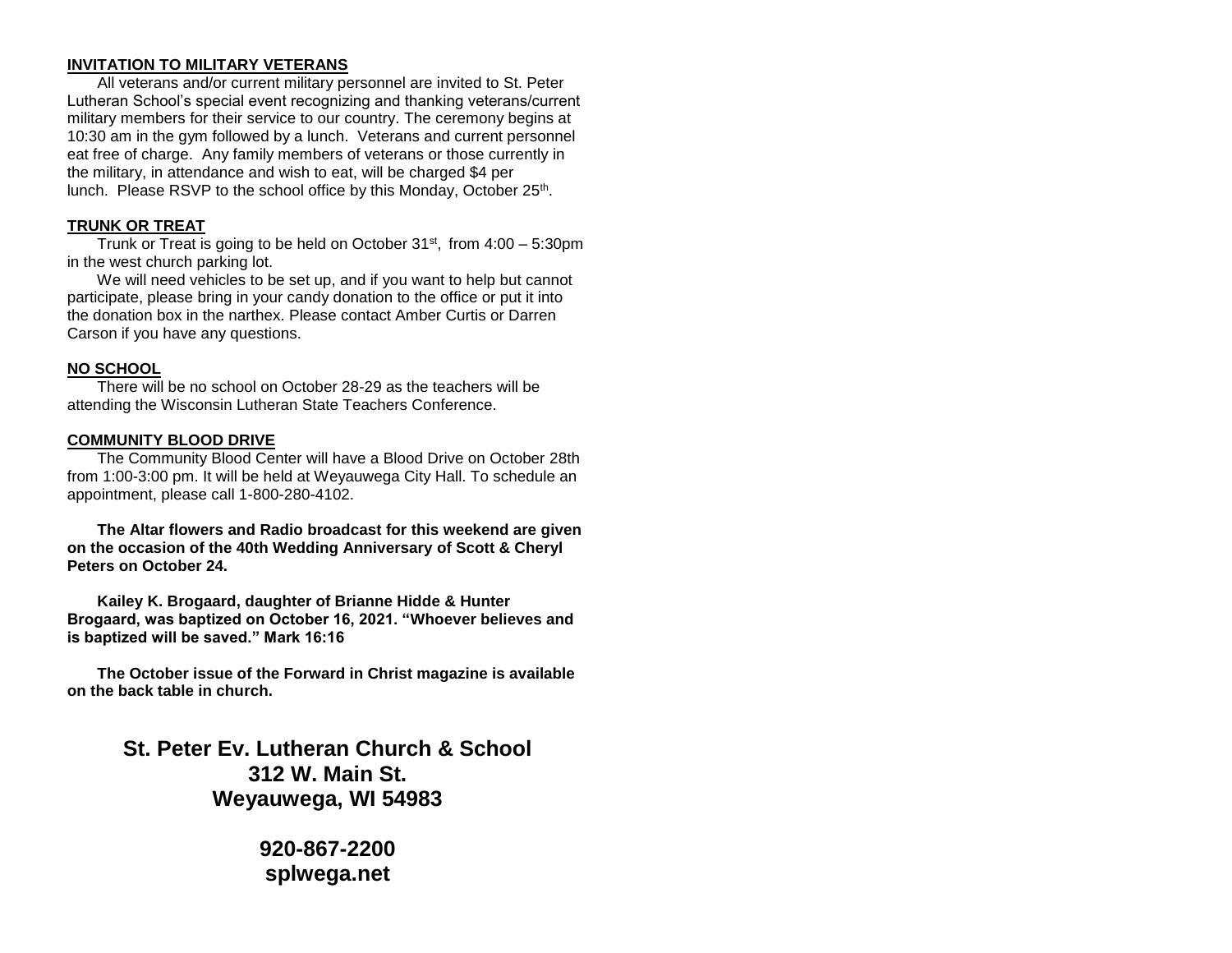**INVITATION TO MILITARY VETERANS**

All veterans and/or current military personnel are invited to St. Peter Lutheran School's special event recognizing and thanking veterans/current military members for their service to our country. The ceremony begins at 10:30 am in the gym followed by a lunch. Veterans and current personnel eat free of charge. Any family members of veterans or those currently in the military, in attendance and wish to eat, will be charged $4 per lunch. Please RSVP to the school office by this Monday, October 25th.

**TRUNK OR TREAT**

Trunk or Treat is going to be held on October 31st, from 4:00 – 5:30pm in the west church parking lot.

We will need vehicles to be set up, and if you want to help but cannot participate, please bring in your candy donation to the office or put it into the donation box in the narthex. Please contact Amber Curtis or Darren Carson if you have any questions.

**NO SCHOOL**

There will be no school on October 28-29 as the teachers will be attending the Wisconsin Lutheran State Teachers Conference.

**COMMUNITY BLOOD DRIVE**

The Community Blood Center will have a Blood Drive on October 28th from 1:00-3:00 pm. It will be held at Weyauwega City Hall. To schedule an appointment, please call 1-800-280-4102.

**The Altar flowers and Radio broadcast for this weekend are given on the occasion of the 40th Wedding Anniversary of Scott & Cheryl Peters on October 24.**

**Kailey K. Brogaard, daughter of Brianne Hidde & Hunter Brogaard, was baptized on October 16, 2021. "Whoever believes and is baptized will be saved." Mark 16:16**

**The October issue of the Forward in Christ magazine is available on the back table in church.**

**St. Peter Ev. Lutheran Church & School**
**312 W. Main St.**
**Weyauwega, WI 54983**

**920-867-2200**
**splwega.net**